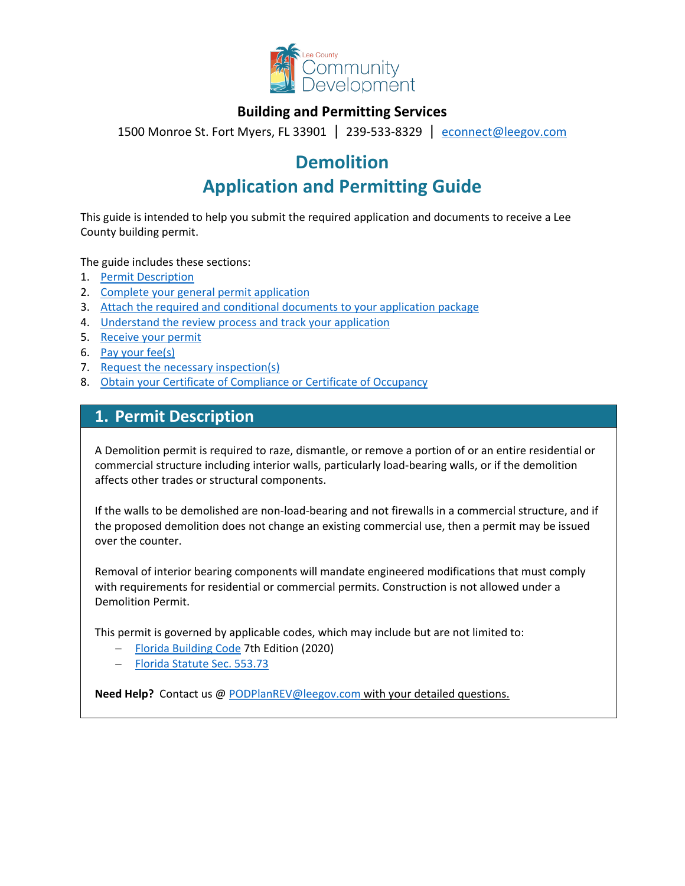Lee County Community Development

**Building and Permitting Services**

1500 Monroe St. Fort Myers, FL 33901 | 239-533-8329 | [econnect@leegov.com](mailto:econnect@leegov.com)

# Demolition
# Application and Permitting Guide

This guide is intended to help you submit the required application and documents to receive a Lee County building permit.

The guide includes these sections:

1. Permit Description
2. Complete your general permit application
3. Attach the required and conditional documents to your application package
4. Understand the review process and track your application
5. Receive your permit
6. Pay your fee(s)
7. Request the necessary inspection(s)
8. Obtain your Certificate of Compliance or Certificate of Occupancy

## 1. Permit Description

A Demolition permit is required to raze, dismantle, or remove a portion of or an entire residential or commercial structure including interior walls, particularly load-bearing walls, or if the demolition affects other trades or structural components.

If the walls to be demolished are non-load-bearing and not firewalls in a commercial structure, and if the proposed demolition does not change an existing commercial use, then a permit may be issued over the counter.

Removal of interior bearing components will mandate engineered modifications that must comply with requirements for residential or commercial permits. Construction is not allowed under a Demolition Permit.

This permit is governed by applicable codes, which may include but are not limited to:

- Florida Building Code 7th Edition (2020)
- Florida Statute Sec. 553.73

**Need Help?** Contact us @ [PODPlanREV@leegov.com](mailto:PODPlanREV@leegov.com) with your detailed questions.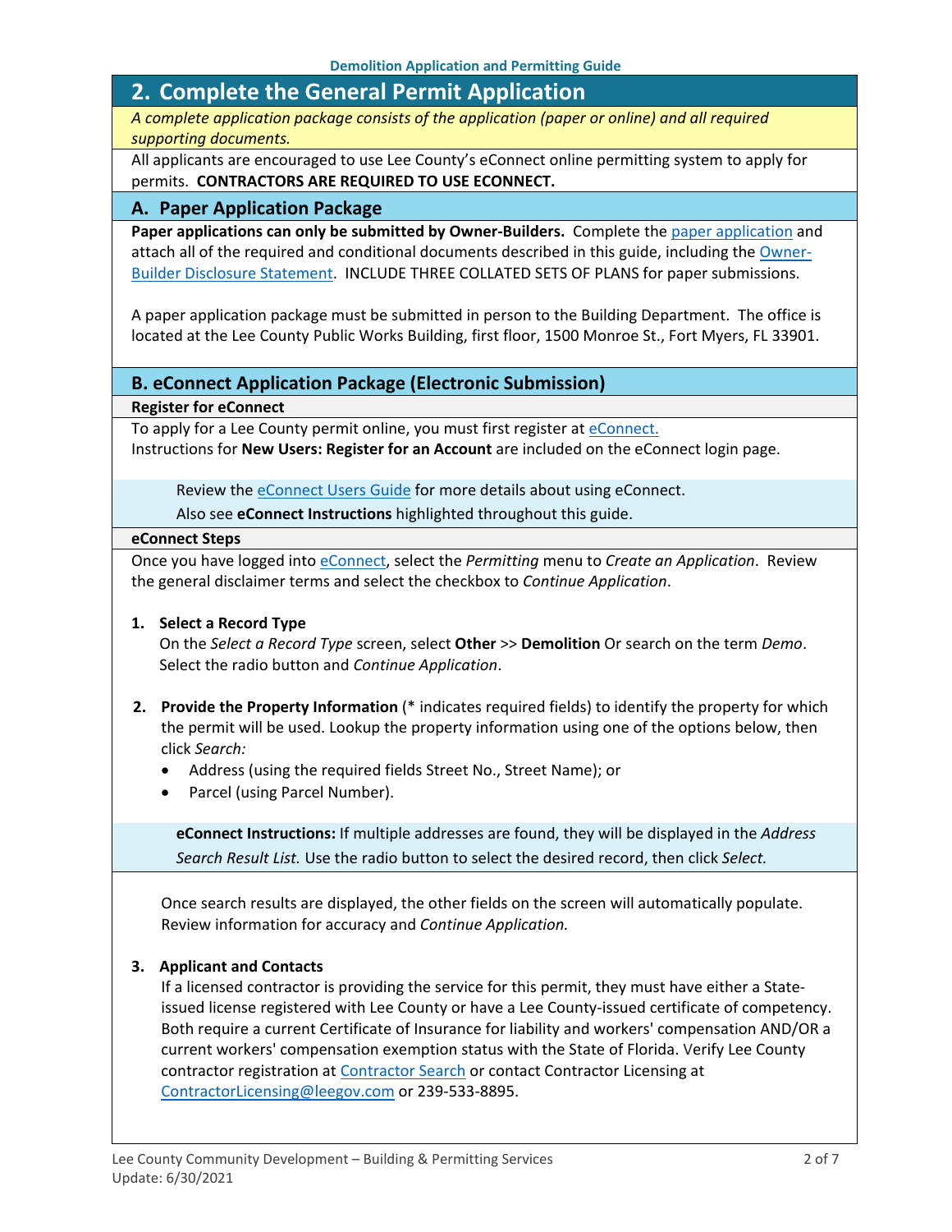## 2. Complete the General Permit Application

*A complete application package consists of the application (paper or online) and all required supporting documents.*

All applicants are encouraged to use Lee County's eConnect online permitting system to apply for permits. **CONTRACTORS ARE REQUIRED TO USE ECONNECT.**

### A. Paper Application Package

**Paper applications can only be submitted by Owner-Builders.** Complete the paper application and attach all of the required and conditional documents described in this guide, including the Owner-Builder Disclosure Statement. INCLUDE THREE COLLATED SETS OF PLANS for paper submissions.

A paper application package must be submitted in person to the Building Department. The office is located at the Lee County Public Works Building, first floor, 1500 Monroe St., Fort Myers, FL 33901.

### B. eConnect Application Package (Electronic Submission)

**Register for eConnect**

To apply for a Lee County permit online, you must first register at eConnect.
Instructions for **New Users: Register for an Account** are included on the eConnect login page.

> Review the eConnect Users Guide for more details about using eConnect.
> Also see **eConnect Instructions** highlighted throughout this guide.

**eConnect Steps**

Once you have logged into eConnect, select the *Permitting* menu to *Create an Application*. Review the general disclaimer terms and select the checkbox to *Continue Application*.

1. **Select a Record Type**
   On the *Select a Record Type* screen, select **Other** >> **Demolition** Or search on the term *Demo*. Select the radio button and *Continue Application*.

2. **Provide the Property Information** (* indicates required fields) to identify the property for which the permit will be used. Lookup the property information using one of the options below, then click *Search:*
   - Address (using the required fields Street No., Street Name); or
   - Parcel (using Parcel Number).

   > **eConnect Instructions:** If multiple addresses are found, they will be displayed in the *Address Search Result List.* Use the radio button to select the desired record, then click *Select.*

   Once search results are displayed, the other fields on the screen will automatically populate. Review information for accuracy and *Continue Application.*

3. **Applicant and Contacts**
   If a licensed contractor is providing the service for this permit, they must have either a State-issued license registered with Lee County or have a Lee County-issued certificate of competency. Both require a current Certificate of Insurance for liability and workers' compensation AND/OR a current workers' compensation exemption status with the State of Florida. Verify Lee County contractor registration at Contractor Search or contact Contractor Licensing at ContractorLicensing@leegov.com or 239-533-8895.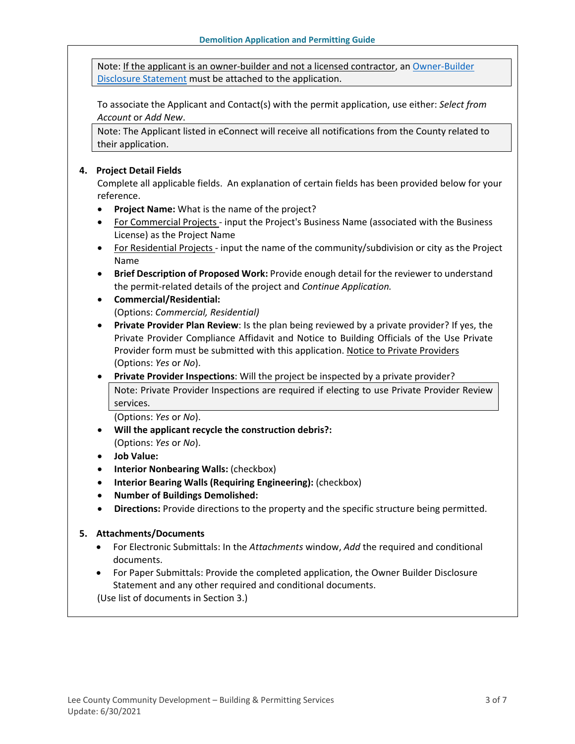> Note: If the applicant is an owner-builder and not a licensed contractor, an Owner-Builder Disclosure Statement must be attached to the application.

To associate the Applicant and Contact(s) with the permit application, use either: *Select from Account* or *Add New*.

> Note: The Applicant listed in eConnect will receive all notifications from the County related to their application.

4. **Project Detail Fields**

   Complete all applicable fields. An explanation of certain fields has been provided below for your reference.

   - **Project Name:** What is the name of the project?
   - For Commercial Projects - input the Project's Business Name (associated with the Business License) as the Project Name
   - For Residential Projects - input the name of the community/subdivision or city as the Project Name
   - **Brief Description of Proposed Work:** Provide enough detail for the reviewer to understand the permit-related details of the project and *Continue Application.*
   - **Commercial/Residential:**
     (Options: *Commercial, Residential)*
   - **Private Provider Plan Review**: Is the plan being reviewed by a private provider? If yes, the Private Provider Compliance Affidavit and Notice to Building Officials of the Use Private Provider form must be submitted with this application. Notice to Private Providers
     (Options: *Yes* or *No*).
   - **Private Provider Inspections**: Will the project be inspected by a private provider?

     > Note: Private Provider Inspections are required if electing to use Private Provider Review services.

     (Options: *Yes* or *No*).
   - **Will the applicant recycle the construction debris?:**
     (Options: *Yes* or *No*).
   - **Job Value:**
   - **Interior Nonbearing Walls:** (checkbox)
   - **Interior Bearing Walls (Requiring Engineering):** (checkbox)
   - **Number of Buildings Demolished:**
   - **Directions:** Provide directions to the property and the specific structure being permitted.

5. **Attachments/Documents**

   - For Electronic Submittals: In the *Attachments* window, *Add* the required and conditional documents.
   - For Paper Submittals: Provide the completed application, the Owner Builder Disclosure Statement and any other required and conditional documents.

   (Use list of documents in Section 3.)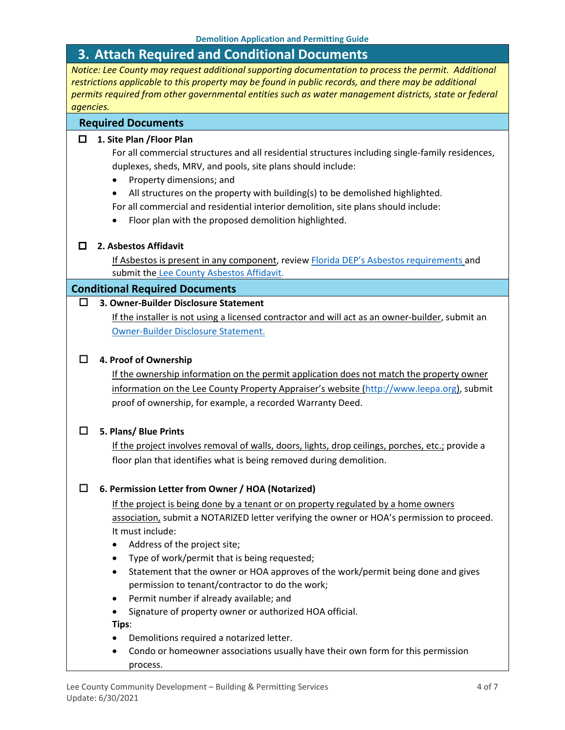# 3. Attach Required and Conditional Documents

*Notice: Lee County may request additional supporting documentation to process the permit. Additional restrictions applicable to this property may be found in public records, and there may be additional permits required from other governmental entities such as water management districts, state or federal agencies.*

## Required Documents

☐ **1. Site Plan /Floor Plan**

For all commercial structures and all residential structures including single-family residences, duplexes, sheds, MRV, and pools, site plans should include:

- Property dimensions; and
- All structures on the property with building(s) to be demolished highlighted.

For all commercial and residential interior demolition, site plans should include:

- Floor plan with the proposed demolition highlighted.

☐ **2. Asbestos Affidavit**

If Asbestos is present in any component, review Florida DEP's Asbestos requirements and submit the Lee County Asbestos Affidavit.

## Conditional Required Documents

☐ **3. Owner-Builder Disclosure Statement**

If the installer is not using a licensed contractor and will act as an owner-builder, submit an Owner-Builder Disclosure Statement.

☐ **4. Proof of Ownership**

If the ownership information on the permit application does not match the property owner information on the Lee County Property Appraiser's website (http://www.leepa.org), submit proof of ownership, for example, a recorded Warranty Deed.

☐ **5. Plans/ Blue Prints**

If the project involves removal of walls, doors, lights, drop ceilings, porches, etc.; provide a floor plan that identifies what is being removed during demolition.

☐ **6. Permission Letter from Owner / HOA (Notarized)**

If the project is being done by a tenant or on property regulated by a home owners association, submit a NOTARIZED letter verifying the owner or HOA's permission to proceed. It must include:

- Address of the project site;
- Type of work/permit that is being requested;
- Statement that the owner or HOA approves of the work/permit being done and gives permission to tenant/contractor to do the work;
- Permit number if already available; and
- Signature of property owner or authorized HOA official.

**Tips**:

- Demolitions required a notarized letter.
- Condo or homeowner associations usually have their own form for this permission process.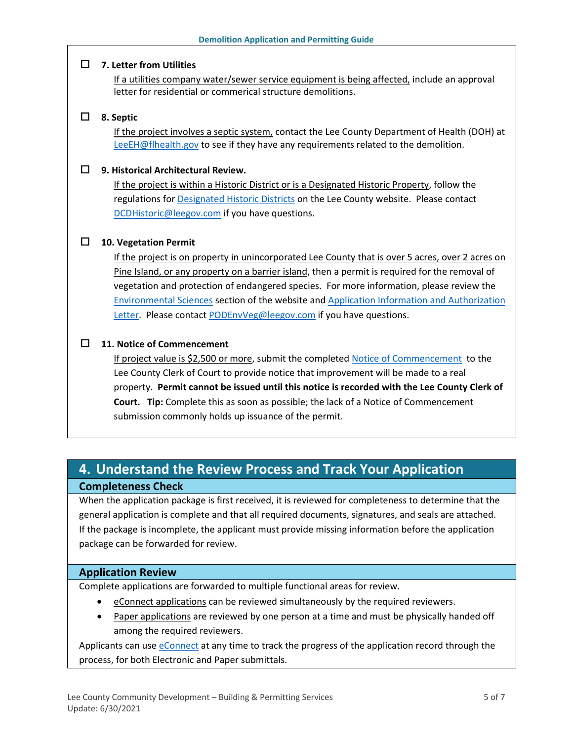- ☐ **7. Letter from Utilities**

  If a utilities company water/sewer service equipment is being affected, include an approval letter for residential or commerical structure demolitions.

- ☐ **8. Septic**

  If the project involves a septic system, contact the Lee County Department of Health (DOH) at LeeEH@flhealth.gov to see if they have any requirements related to the demolition.

- ☐ **9. Historical Architectural Review.**

  If the project is within a Historic District or is a Designated Historic Property, follow the regulations for Designated Historic Districts on the Lee County website. Please contact DCDHistoric@leegov.com if you have questions.

- ☐ **10. Vegetation Permit**

  If the project is on property in unincorporated Lee County that is over 5 acres, over 2 acres on Pine Island, or any property on a barrier island, then a permit is required for the removal of vegetation and protection of endangered species. For more information, please review the Environmental Sciences section of the website and Application Information and Authorization Letter. Please contact PODEnvVeg@leegov.com if you have questions.

- ☐ **11. Notice of Commencement**

  If project value is $2,500 or more, submit the completed Notice of Commencement to the Lee County Clerk of Court to provide notice that improvement will be made to a real property. **Permit cannot be issued until this notice is recorded with the Lee County Clerk of Court.** **Tip:** Complete this as soon as possible; the lack of a Notice of Commencement submission commonly holds up issuance of the permit.

## 4. Understand the Review Process and Track Your Application

### Completeness Check

When the application package is first received, it is reviewed for completeness to determine that the general application is complete and that all required documents, signatures, and seals are attached. If the package is incomplete, the applicant must provide missing information before the application package can be forwarded for review.

### Application Review

Complete applications are forwarded to multiple functional areas for review.

- eConnect applications can be reviewed simultaneously by the required reviewers.
- Paper applications are reviewed by one person at a time and must be physically handed off among the required reviewers.

Applicants can use eConnect at any time to track the progress of the application record through the process, for both Electronic and Paper submittals.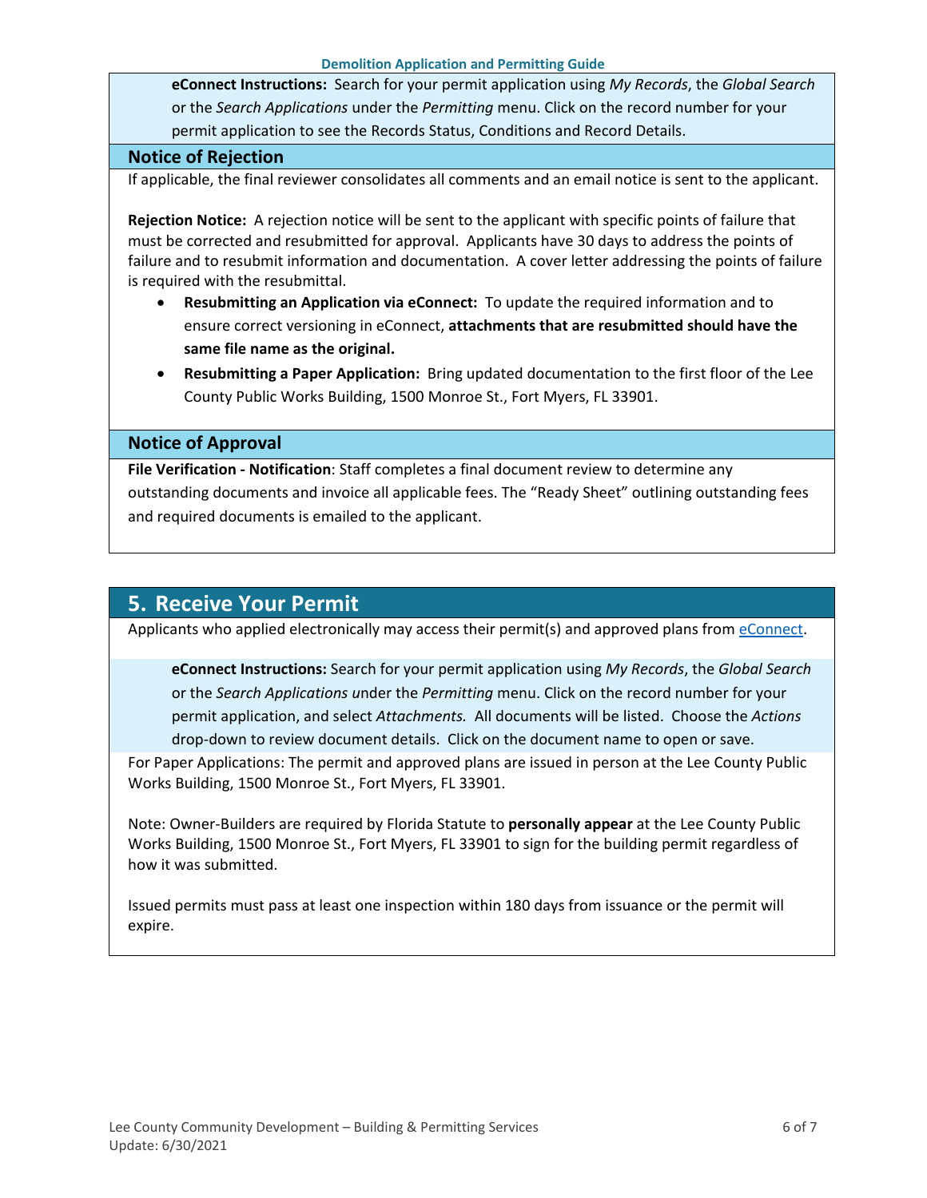**eConnect Instructions:** Search for your permit application using *My Records*, the *Global Search* or the *Search Applications* under the *Permitting* menu. Click on the record number for your permit application to see the Records Status, Conditions and Record Details.

### Notice of Rejection

If applicable, the final reviewer consolidates all comments and an email notice is sent to the applicant.

**Rejection Notice:** A rejection notice will be sent to the applicant with specific points of failure that must be corrected and resubmitted for approval. Applicants have 30 days to address the points of failure and to resubmit information and documentation. A cover letter addressing the points of failure is required with the resubmittal.

- **Resubmitting an Application via eConnect:** To update the required information and to ensure correct versioning in eConnect, **attachments that are resubmitted should have the same file name as the original.**
- **Resubmitting a Paper Application:** Bring updated documentation to the first floor of the Lee County Public Works Building, 1500 Monroe St., Fort Myers, FL 33901.

### Notice of Approval

**File Verification - Notification**: Staff completes a final document review to determine any outstanding documents and invoice all applicable fees. The "Ready Sheet" outlining outstanding fees and required documents is emailed to the applicant.

## 5. Receive Your Permit

Applicants who applied electronically may access their permit(s) and approved plans from eConnect.

**eConnect Instructions:** Search for your permit application using *My Records*, the *Global Search* or the *Search Applications* under the *Permitting* menu. Click on the record number for your permit application, and select *Attachments.* All documents will be listed. Choose the *Actions* drop-down to review document details. Click on the document name to open or save.

For Paper Applications: The permit and approved plans are issued in person at the Lee County Public Works Building, 1500 Monroe St., Fort Myers, FL 33901.

Note: Owner-Builders are required by Florida Statute to **personally appear** at the Lee County Public Works Building, 1500 Monroe St., Fort Myers, FL 33901 to sign for the building permit regardless of how it was submitted.

Issued permits must pass at least one inspection within 180 days from issuance or the permit will expire.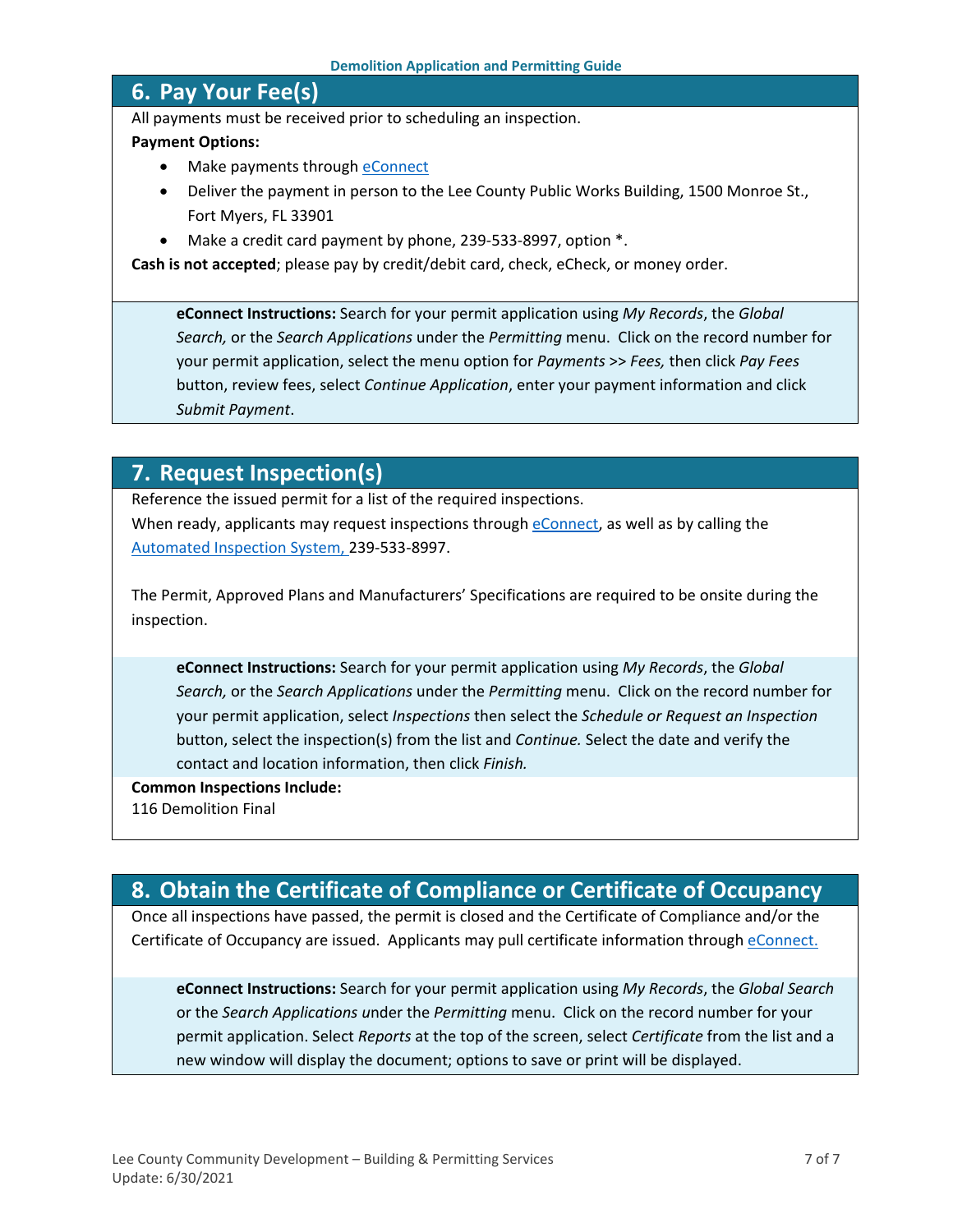## 6. Pay Your Fee(s)

All payments must be received prior to scheduling an inspection.

**Payment Options:**

- Make payments through eConnect
- Deliver the payment in person to the Lee County Public Works Building, 1500 Monroe St., Fort Myers, FL 33901
- Make a credit card payment by phone, 239-533-8997, option *.

**Cash is not accepted**; please pay by credit/debit card, check, eCheck, or money order.

**eConnect Instructions:** Search for your permit application using *My Records*, the *Global Search,* or the *Search Applications* under the *Permitting* menu. Click on the record number for your permit application, select the menu option for *Payments >> Fees,* then click *Pay Fees* button, review fees, select *Continue Application*, enter your payment information and click *Submit Payment*.

## 7. Request Inspection(s)

Reference the issued permit for a list of the required inspections.

When ready, applicants may request inspections through eConnect, as well as by calling the Automated Inspection System, 239-533-8997.

The Permit, Approved Plans and Manufacturers' Specifications are required to be onsite during the inspection.

**eConnect Instructions:** Search for your permit application using *My Records*, the *Global Search,* or the *Search Applications* under the *Permitting* menu. Click on the record number for your permit application, select *Inspections* then select the *Schedule or Request an Inspection* button, select the inspection(s) from the list and *Continue.* Select the date and verify the contact and location information, then click *Finish.*

**Common Inspections Include:**

116 Demolition Final

## 8. Obtain the Certificate of Compliance or Certificate of Occupancy

Once all inspections have passed, the permit is closed and the Certificate of Compliance and/or the Certificate of Occupancy are issued. Applicants may pull certificate information through eConnect.

**eConnect Instructions:** Search for your permit application using *My Records*, the *Global Search* or the *Search Applications* under the *Permitting* menu. Click on the record number for your permit application. Select *Reports* at the top of the screen, select *Certificate* from the list and a new window will display the document; options to save or print will be displayed.